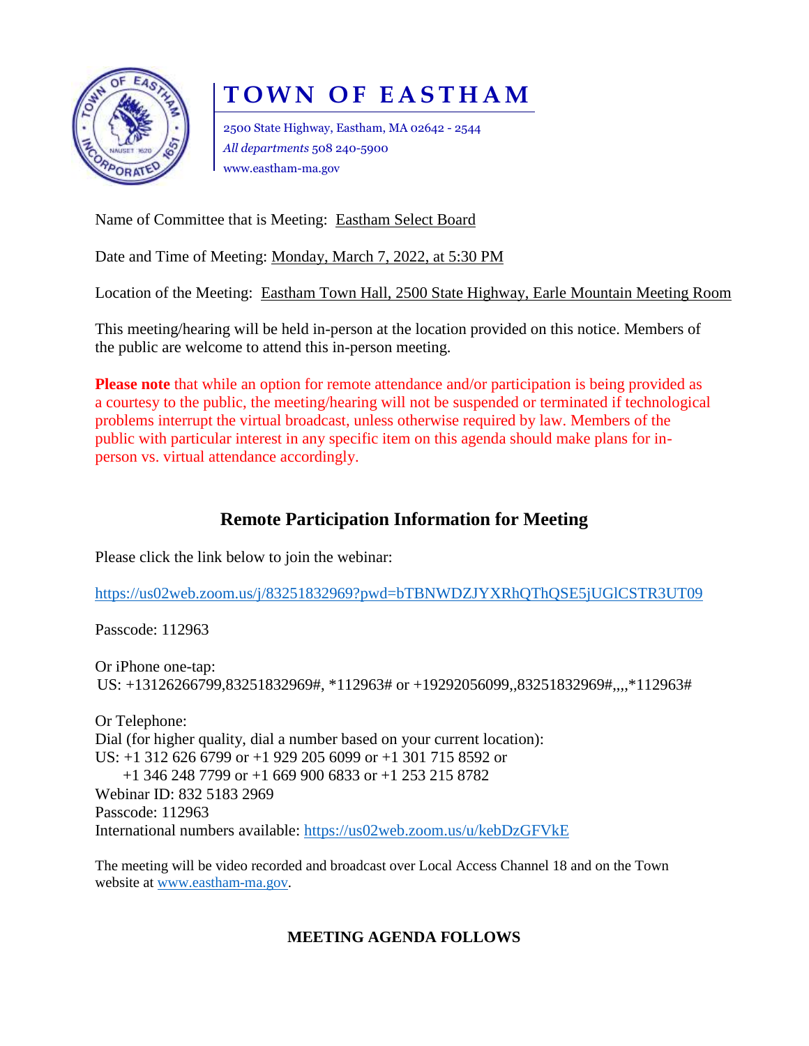# TOWN OF EASTHAM

2500 State Highway, Eastham, MA 02642 - 2544
*All departments* 508 240-5900
www.eastham-ma.gov

Name of Committee that is Meeting: Eastham Select Board

Date and Time of Meeting: Monday, March 7, 2022, at 5:30 PM

Location of the Meeting: Eastham Town Hall, 2500 State Highway, Earle Mountain Meeting Room

This meeting/hearing will be held in-person at the location provided on this notice. Members of the public are welcome to attend this in-person meeting.

**Please note** that while an option for remote attendance and/or participation is being provided as a courtesy to the public, the meeting/hearing will not be suspended or terminated if technological problems interrupt the virtual broadcast, unless otherwise required by law. Members of the public with particular interest in any specific item on this agenda should make plans for in-person vs. virtual attendance accordingly.

## Remote Participation Information for Meeting

Please click the link below to join the webinar:

https://us02web.zoom.us/j/83251832969?pwd=bTBNWDZJYXRhQThQSE5jUGlCSTR3UT09

Passcode: 112963

Or iPhone one-tap:
US: +13126266799,83251832969#, *112963# or +19292056099,,83251832969#,,,,*112963#

Or Telephone:
Dial (for higher quality, dial a number based on your current location):
US: +1 312 626 6799 or +1 929 205 6099 or +1 301 715 8592 or
+1 346 248 7799 or +1 669 900 6833 or +1 253 215 8782
Webinar ID: 832 5183 2969
Passcode: 112963
International numbers available: https://us02web.zoom.us/u/kebDzGFVkE

The meeting will be video recorded and broadcast over Local Access Channel 18 and on the Town website at www.eastham-ma.gov.

**MEETING AGENDA FOLLOWS**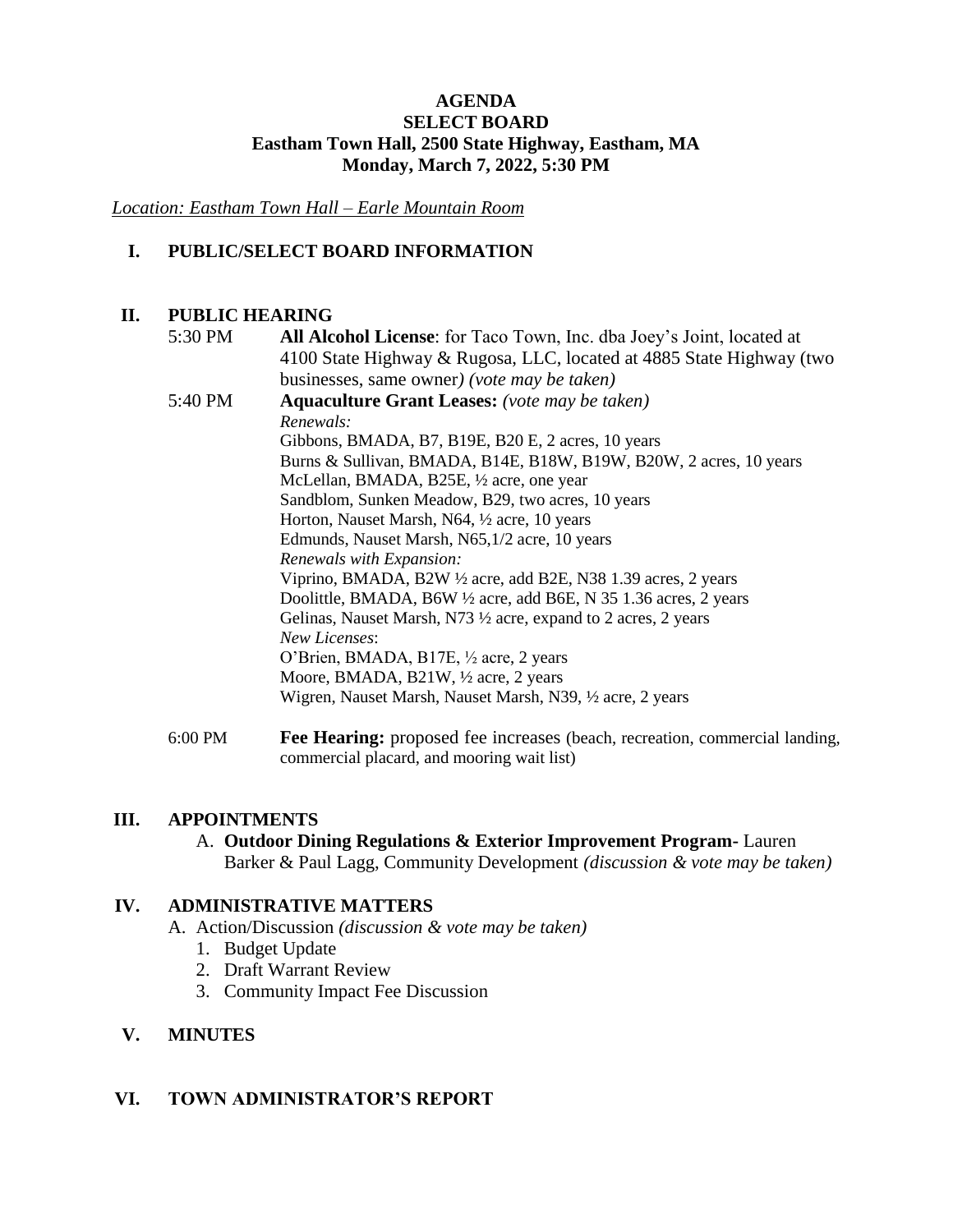**AGENDA**
**SELECT BOARD**
**Eastham Town Hall, 2500 State Highway, Eastham, MA**
**Monday, March 7, 2022, 5:30 PM**

*Location: Eastham Town Hall – Earle Mountain Room*

## I. PUBLIC/SELECT BOARD INFORMATION

## II. PUBLIC HEARING

5:30 PM **All Alcohol License**: for Taco Town, Inc. dba Joey's Joint, located at 4100 State Highway & Rugosa, LLC, located at 4885 State Highway (two businesses, same owner*) (vote may be taken)*

5:40 PM **Aquaculture Grant Leases:** *(vote may be taken)*

*Renewals:*
Gibbons, BMADA, B7, B19E, B20 E, 2 acres, 10 years
Burns & Sullivan, BMADA, B14E, B18W, B19W, B20W, 2 acres, 10 years
McLellan, BMADA, B25E, ½ acre, one year
Sandblom, Sunken Meadow, B29, two acres, 10 years
Horton, Nauset Marsh, N64, ½ acre, 10 years
Edmunds, Nauset Marsh, N65,1/2 acre, 10 years

*Renewals with Expansion:*
Viprino, BMADA, B2W ½ acre, add B2E, N38 1.39 acres, 2 years
Doolittle, BMADA, B6W ½ acre, add B6E, N 35 1.36 acres, 2 years
Gelinas, Nauset Marsh, N73 ½ acre, expand to 2 acres, 2 years

*New Licenses*:
O'Brien, BMADA, B17E, ½ acre, 2 years
Moore, BMADA, B21W, ½ acre, 2 years
Wigren, Nauset Marsh, Nauset Marsh, N39, ½ acre, 2 years

6:00 PM **Fee Hearing:** proposed fee increases (beach, recreation, commercial landing, commercial placard, and mooring wait list)

## III. APPOINTMENTS

A. **Outdoor Dining Regulations & Exterior Improvement Program-** Lauren Barker & Paul Lagg, Community Development *(discussion & vote may be taken)*

## IV. ADMINISTRATIVE MATTERS

A. Action/Discussion *(discussion & vote may be taken)*
1. Budget Update
2. Draft Warrant Review
3. Community Impact Fee Discussion

## V. MINUTES

## VI. TOWN ADMINISTRATOR'S REPORT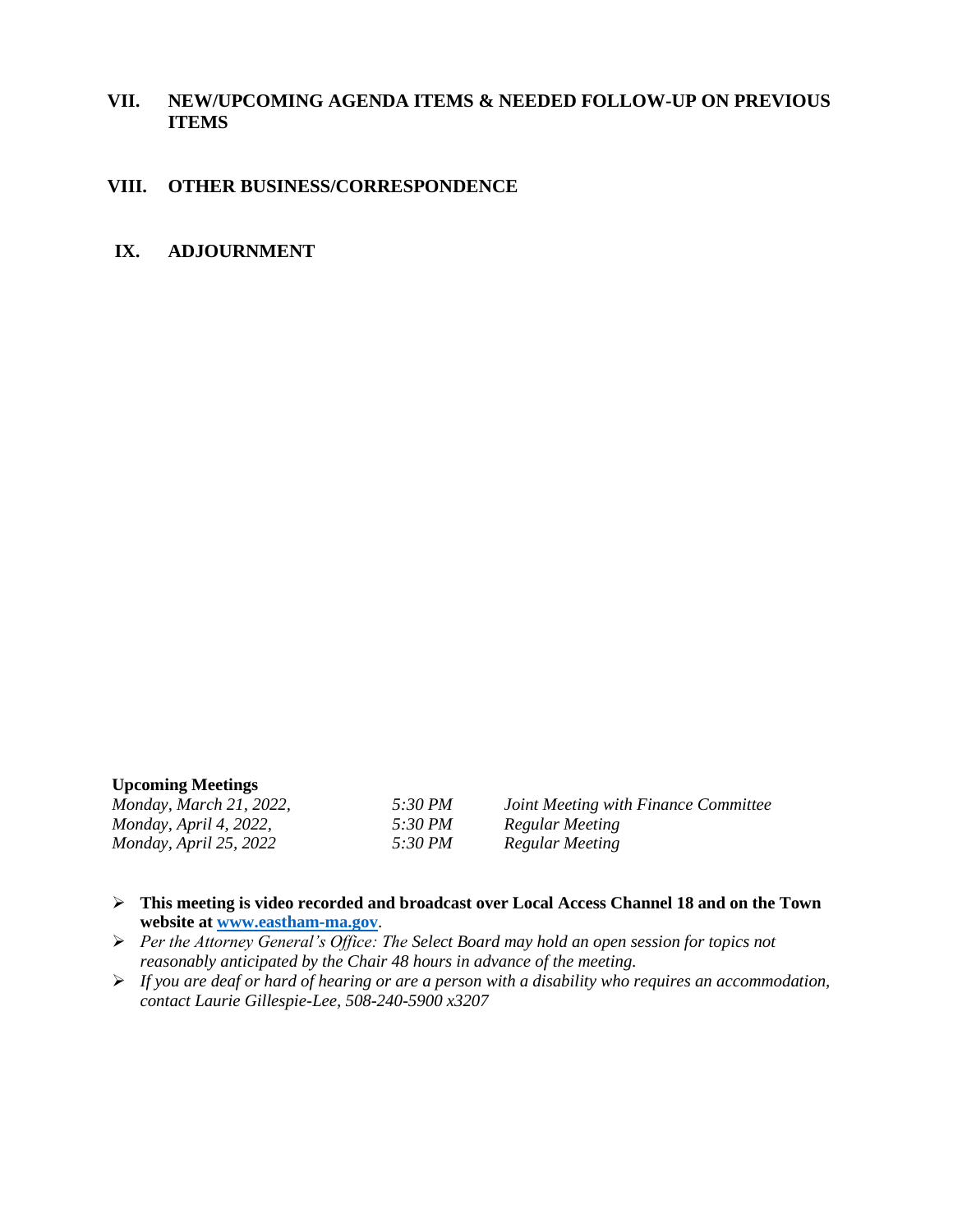## VII. NEW/UPCOMING AGENDA ITEMS & NEEDED FOLLOW-UP ON PREVIOUS ITEMS

## VIII. OTHER BUSINESS/CORRESPONDENCE

## IX. ADJOURNMENT

**Upcoming Meetings**

| | | |
|---|---|---|
| *Monday, March 21, 2022,* | *5:30 PM* | *Joint Meeting with Finance Committee* |
| *Monday, April 4, 2022,* | *5:30 PM* | *Regular Meeting* |
| *Monday, April 25, 2022* | *5:30 PM* | *Regular Meeting* |

- **This meeting is video recorded and broadcast over Local Access Channel 18 and on the Town website at [www.eastham-ma.gov](http://www.eastham-ma.gov)**.
- *Per the Attorney General's Office: The Select Board may hold an open session for topics not reasonably anticipated by the Chair 48 hours in advance of the meeting.*
- *If you are deaf or hard of hearing or are a person with a disability who requires an accommodation, contact Laurie Gillespie-Lee, 508-240-5900 x3207*